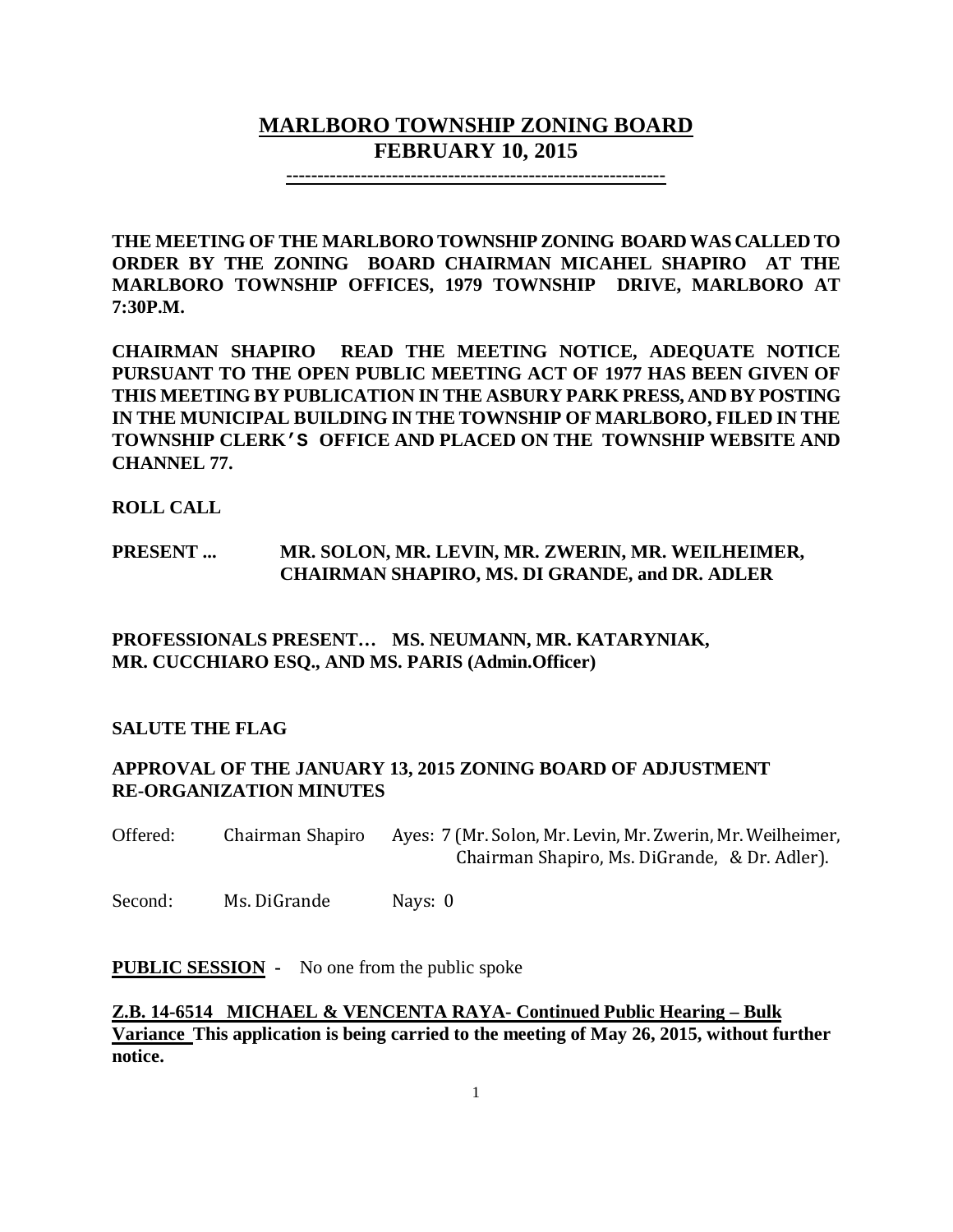# MARLBORO TOWNSHIP ZONING BOARD
## FEBRUARY 10, 2015

---

**THE MEETING OF THE MARLBORO TOWNSHIP ZONING BOARD WAS CALLED TO ORDER BY THE ZONING BOARD CHAIRMAN MICAHEL SHAPIRO AT THE MARLBORO TOWNSHIP OFFICES, 1979 TOWNSHIP DRIVE, MARLBORO AT 7:30P.M.**

**CHAIRMAN SHAPIRO READ THE MEETING NOTICE, ADEQUATE NOTICE PURSUANT TO THE OPEN PUBLIC MEETING ACT OF 1977 HAS BEEN GIVEN OF THIS MEETING BY PUBLICATION IN THE ASBURY PARK PRESS, AND BY POSTING IN THE MUNICIPAL BUILDING IN THE TOWNSHIP OF MARLBORO, FILED IN THE TOWNSHIP CLERK'S OFFICE AND PLACED ON THE TOWNSHIP WEBSITE AND CHANNEL 77.**

**ROLL CALL**

**PRESENT ... MR. SOLON, MR. LEVIN, MR. ZWERIN, MR. WEILHEIMER, CHAIRMAN SHAPIRO, MS. DI GRANDE, and DR. ADLER**

**PROFESSIONALS PRESENT… MS. NEUMANN, MR. KATARYNIAK, MR. CUCCHIARO ESQ., AND MS. PARIS (Admin.Officer)**

**SALUTE THE FLAG**

**APPROVAL OF THE JANUARY 13, 2015 ZONING BOARD OF ADJUSTMENT RE-ORGANIZATION MINUTES**

Offered: Chairman Shapiro Ayes: 7 (Mr. Solon, Mr. Levin, Mr. Zwerin, Mr. Weilheimer, Chairman Shapiro, Ms. DiGrande, & Dr. Adler).

Second: Ms. DiGrande Nays: 0

**PUBLIC SESSION** - No one from the public spoke

**Z.B. 14-6514 MICHAEL & VENCENTA RAYA- Continued Public Hearing – Bulk Variance This application is being carried to the meeting of May 26, 2015, without further notice.**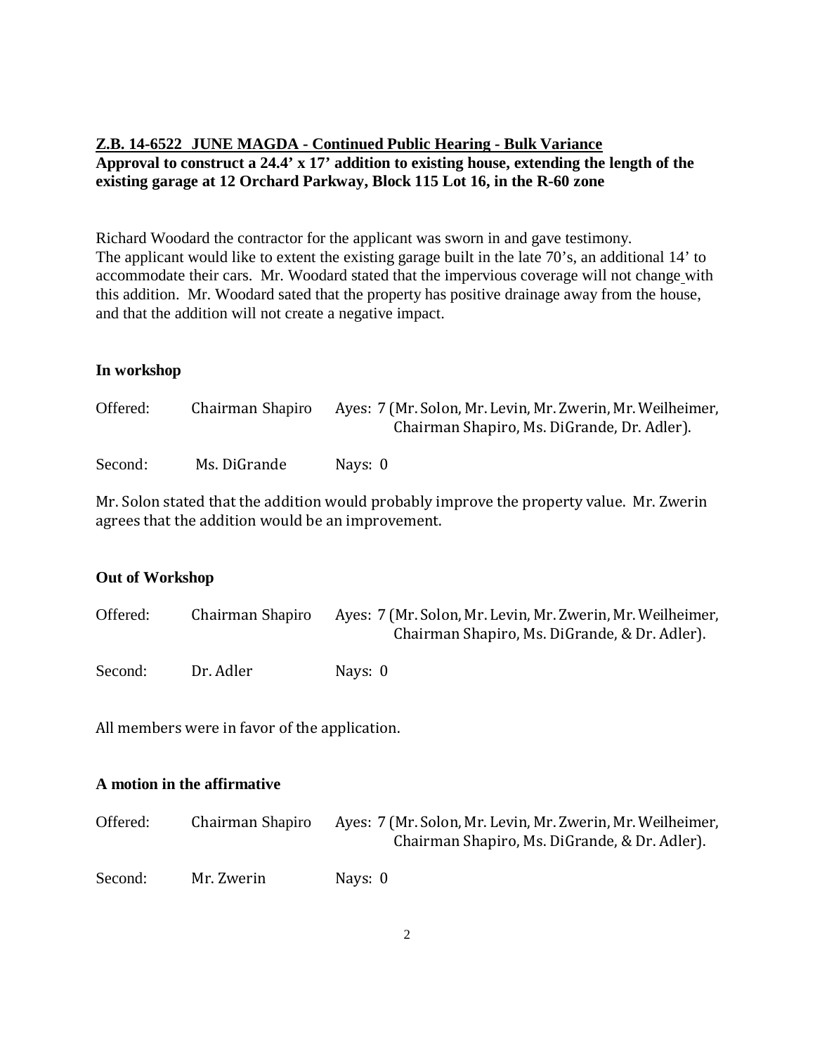**Z.B. 14-6522 JUNE MAGDA - Continued Public Hearing - Bulk Variance**
**Approval to construct a 24.4' x 17' addition to existing house, extending the length of the existing garage at 12 Orchard Parkway, Block 115 Lot 16, in the R-60 zone**

Richard Woodard the contractor for the applicant was sworn in and gave testimony. The applicant would like to extent the existing garage built in the late 70's, an additional 14' to accommodate their cars. Mr. Woodard stated that the impervious coverage will not change with this addition. Mr. Woodard sated that the property has positive drainage away from the house, and that the addition will not create a negative impact.

**In workshop**

Offered: Chairman Shapiro Ayes: 7 (Mr. Solon, Mr. Levin, Mr. Zwerin, Mr. Weilheimer, Chairman Shapiro, Ms. DiGrande, Dr. Adler).

Second: Ms. DiGrande Nays: 0

Mr. Solon stated that the addition would probably improve the property value. Mr. Zwerin agrees that the addition would be an improvement.

**Out of Workshop**

Offered: Chairman Shapiro Ayes: 7 (Mr. Solon, Mr. Levin, Mr. Zwerin, Mr. Weilheimer, Chairman Shapiro, Ms. DiGrande, & Dr. Adler).

Second: Dr. Adler Nays: 0

All members were in favor of the application.

**A motion in the affirmative**

Offered: Chairman Shapiro Ayes: 7 (Mr. Solon, Mr. Levin, Mr. Zwerin, Mr. Weilheimer, Chairman Shapiro, Ms. DiGrande, & Dr. Adler).

Second: Mr. Zwerin Nays: 0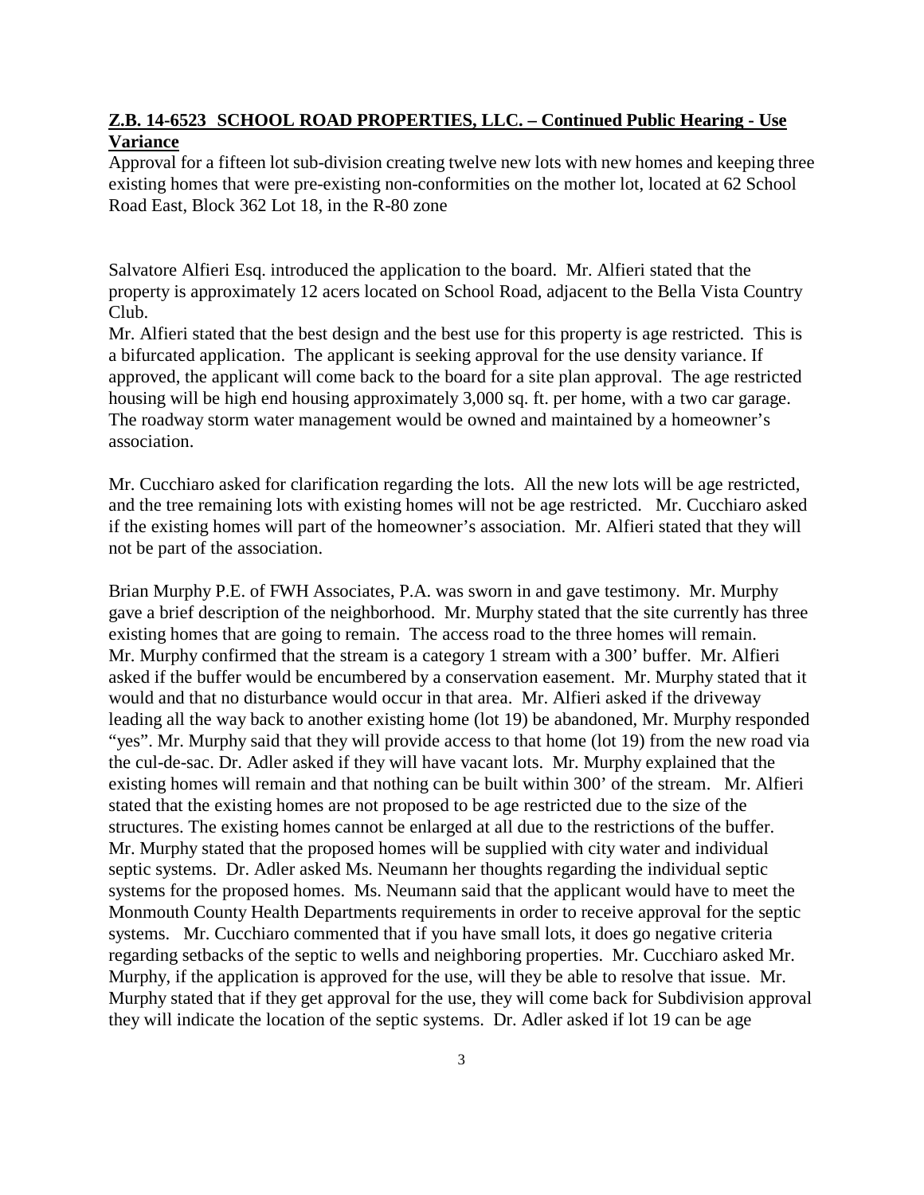**Z.B. 14-6523 SCHOOL ROAD PROPERTIES, LLC. – Continued Public Hearing - Use Variance**

Approval for a fifteen lot sub-division creating twelve new lots with new homes and keeping three existing homes that were pre-existing non-conformities on the mother lot, located at 62 School Road East, Block 362 Lot 18, in the R-80 zone

Salvatore Alfieri Esq. introduced the application to the board. Mr. Alfieri stated that the property is approximately 12 acers located on School Road, adjacent to the Bella Vista Country Club.

Mr. Alfieri stated that the best design and the best use for this property is age restricted. This is a bifurcated application. The applicant is seeking approval for the use density variance. If approved, the applicant will come back to the board for a site plan approval. The age restricted housing will be high end housing approximately 3,000 sq. ft. per home, with a two car garage. The roadway storm water management would be owned and maintained by a homeowner's association.

Mr. Cucchiaro asked for clarification regarding the lots. All the new lots will be age restricted, and the tree remaining lots with existing homes will not be age restricted. Mr. Cucchiaro asked if the existing homes will part of the homeowner's association. Mr. Alfieri stated that they will not be part of the association.

Brian Murphy P.E. of FWH Associates, P.A. was sworn in and gave testimony. Mr. Murphy gave a brief description of the neighborhood. Mr. Murphy stated that the site currently has three existing homes that are going to remain. The access road to the three homes will remain. Mr. Murphy confirmed that the stream is a category 1 stream with a 300' buffer. Mr. Alfieri asked if the buffer would be encumbered by a conservation easement. Mr. Murphy stated that it would and that no disturbance would occur in that area. Mr. Alfieri asked if the driveway leading all the way back to another existing home (lot 19) be abandoned, Mr. Murphy responded "yes". Mr. Murphy said that they will provide access to that home (lot 19) from the new road via the cul-de-sac. Dr. Adler asked if they will have vacant lots. Mr. Murphy explained that the existing homes will remain and that nothing can be built within 300' of the stream. Mr. Alfieri stated that the existing homes are not proposed to be age restricted due to the size of the structures. The existing homes cannot be enlarged at all due to the restrictions of the buffer. Mr. Murphy stated that the proposed homes will be supplied with city water and individual septic systems. Dr. Adler asked Ms. Neumann her thoughts regarding the individual septic systems for the proposed homes. Ms. Neumann said that the applicant would have to meet the Monmouth County Health Departments requirements in order to receive approval for the septic systems. Mr. Cucchiaro commented that if you have small lots, it does go negative criteria regarding setbacks of the septic to wells and neighboring properties. Mr. Cucchiaro asked Mr. Murphy, if the application is approved for the use, will they be able to resolve that issue. Mr. Murphy stated that if they get approval for the use, they will come back for Subdivision approval they will indicate the location of the septic systems. Dr. Adler asked if lot 19 can be age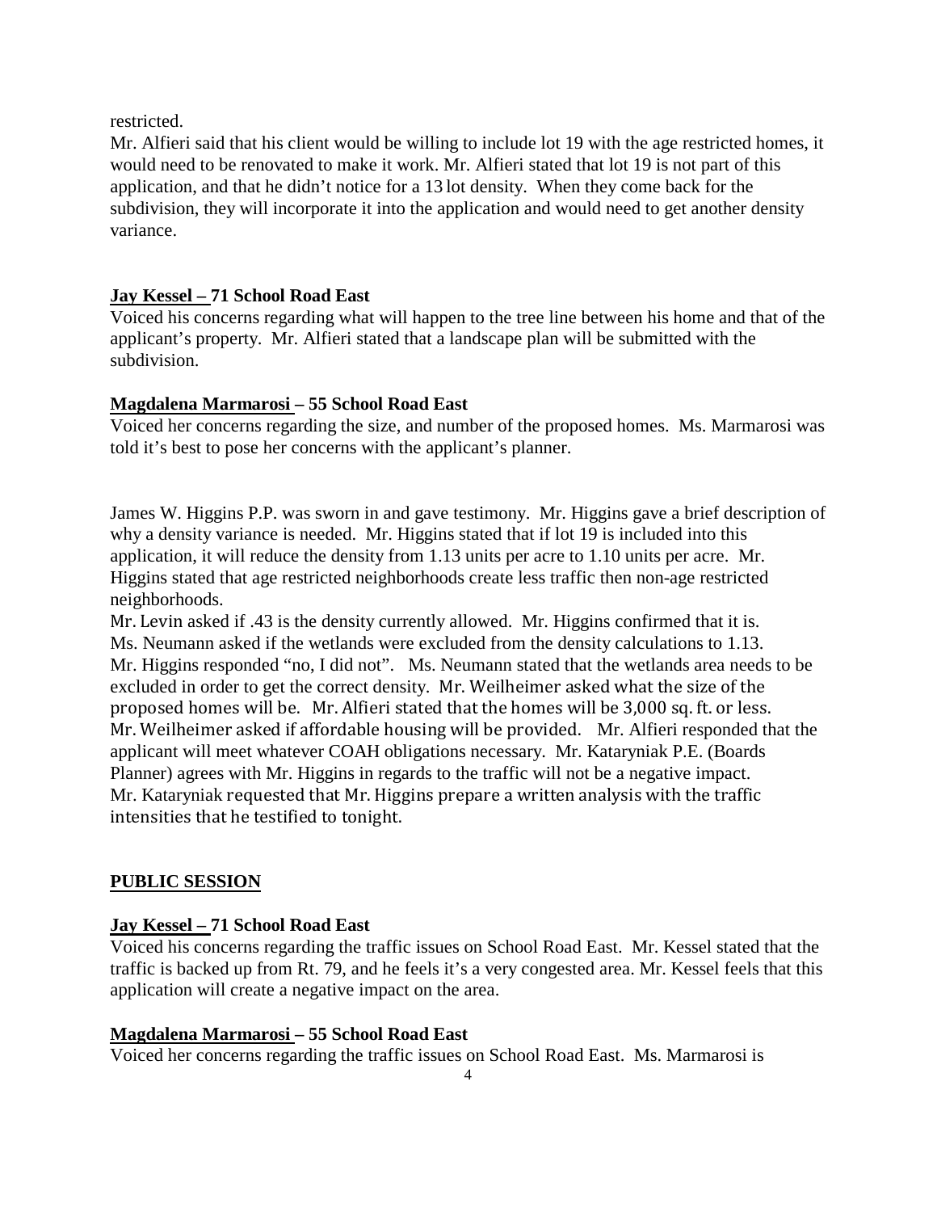restricted.

Mr. Alfieri said that his client would be willing to include lot 19 with the age restricted homes, it would need to be renovated to make it work. Mr. Alfieri stated that lot 19 is not part of this application, and that he didn't notice for a 13 lot density. When they come back for the subdivision, they will incorporate it into the application and would need to get another density variance.

**Jay Kessel – 71 School Road East**

Voiced his concerns regarding what will happen to the tree line between his home and that of the applicant's property. Mr. Alfieri stated that a landscape plan will be submitted with the subdivision.

**Magdalena Marmarosi – 55 School Road East**

Voiced her concerns regarding the size, and number of the proposed homes. Ms. Marmarosi was told it's best to pose her concerns with the applicant's planner.

James W. Higgins P.P. was sworn in and gave testimony. Mr. Higgins gave a brief description of why a density variance is needed. Mr. Higgins stated that if lot 19 is included into this application, it will reduce the density from 1.13 units per acre to 1.10 units per acre. Mr. Higgins stated that age restricted neighborhoods create less traffic then non-age restricted neighborhoods.

Mr. Levin asked if .43 is the density currently allowed. Mr. Higgins confirmed that it is. Ms. Neumann asked if the wetlands were excluded from the density calculations to 1.13. Mr. Higgins responded "no, I did not". Ms. Neumann stated that the wetlands area needs to be excluded in order to get the correct density. Mr. Weilheimer asked what the size of the proposed homes will be. Mr. Alfieri stated that the homes will be 3,000 sq. ft. or less. Mr. Weilheimer asked if affordable housing will be provided. Mr. Alfieri responded that the applicant will meet whatever COAH obligations necessary. Mr. Kataryniak P.E. (Boards Planner) agrees with Mr. Higgins in regards to the traffic will not be a negative impact. Mr. Kataryniak requested that Mr. Higgins prepare a written analysis with the traffic intensities that he testified to tonight.

**PUBLIC SESSION**

**Jay Kessel – 71 School Road East**

Voiced his concerns regarding the traffic issues on School Road East. Mr. Kessel stated that the traffic is backed up from Rt. 79, and he feels it's a very congested area. Mr. Kessel feels that this application will create a negative impact on the area.

**Magdalena Marmarosi – 55 School Road East**

Voiced her concerns regarding the traffic issues on School Road East. Ms. Marmarosi is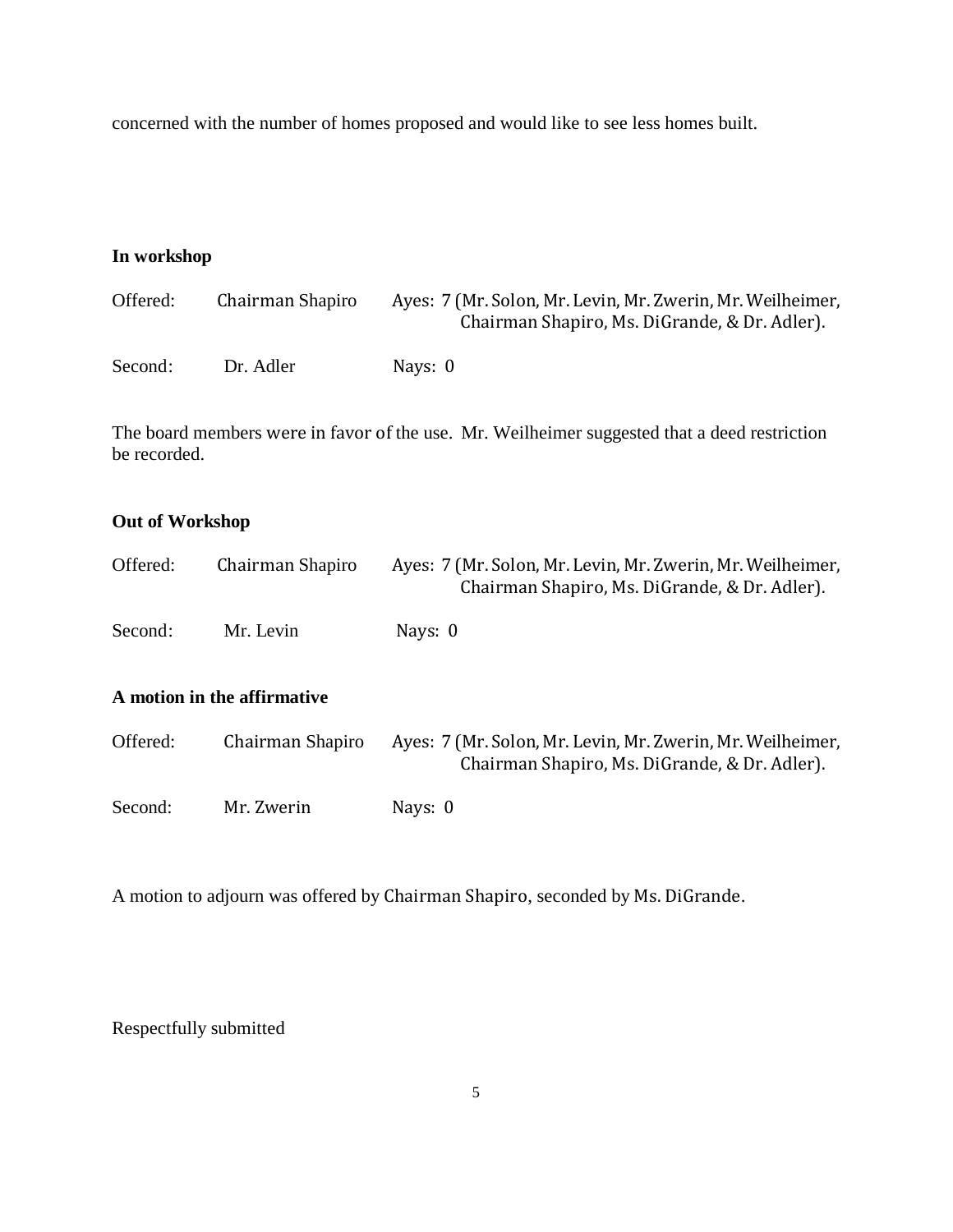concerned with the number of homes proposed and would like to see less homes built.

**In workshop**

Offered: Chairman Shapiro Ayes: 7 (Mr. Solon, Mr. Levin, Mr. Zwerin, Mr. Weilheimer, Chairman Shapiro, Ms. DiGrande, & Dr. Adler).

Second: Dr. Adler Nays: 0

The board members were in favor of the use. Mr. Weilheimer suggested that a deed restriction be recorded.

**Out of Workshop**

Offered: Chairman Shapiro Ayes: 7 (Mr. Solon, Mr. Levin, Mr. Zwerin, Mr. Weilheimer, Chairman Shapiro, Ms. DiGrande, & Dr. Adler).

Second: Mr. Levin Nays: 0

**A motion in the affirmative**

Offered: Chairman Shapiro Ayes: 7 (Mr. Solon, Mr. Levin, Mr. Zwerin, Mr. Weilheimer, Chairman Shapiro, Ms. DiGrande, & Dr. Adler).

Second: Mr. Zwerin Nays: 0

A motion to adjourn was offered by Chairman Shapiro, seconded by Ms. DiGrande.

Respectfully submitted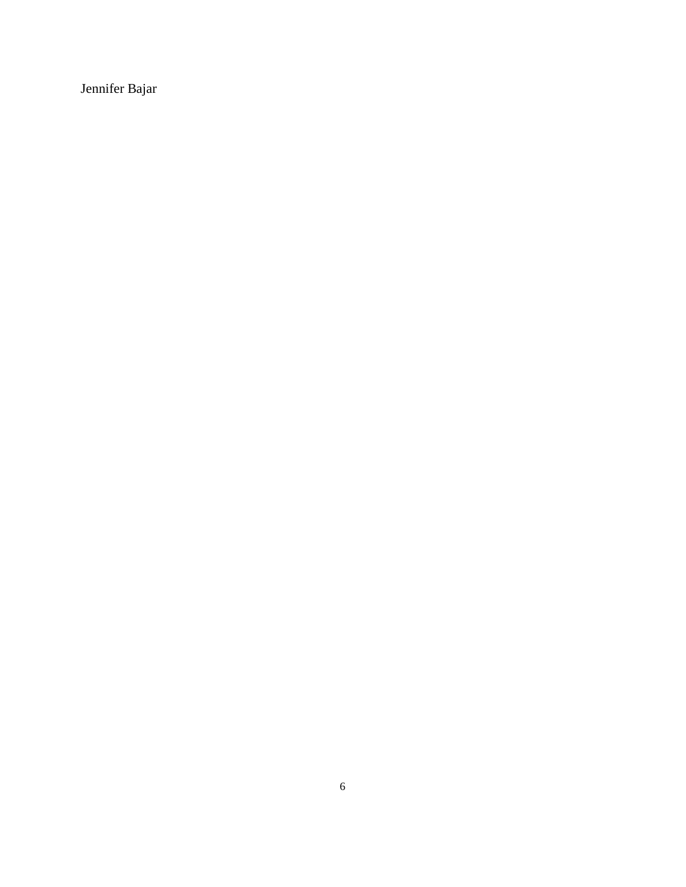Jennifer Bajar